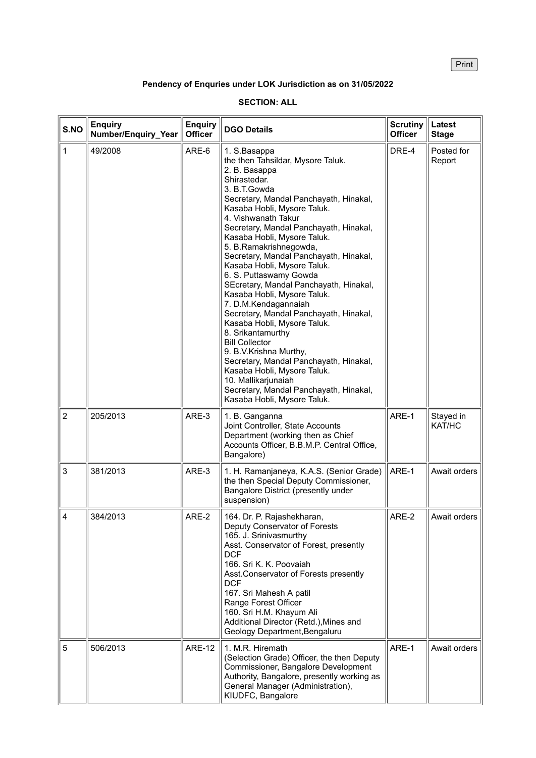Print

**Pendency of Enquries under LOK Jurisdiction as on 31/05/2022**

**SECTION: ALL**

| S.NO | Enquiry Number/Enquiry_Year | Enquiry Officer | DGO Details | Scrutiny Officer | Latest Stage |
|---|---|---|---|---|---|
| 1 | 49/2008 | ARE-6 | 1. S.Basappa<br>the then Tahsildar, Mysore Taluk.<br>2. B. Basappa<br>Shirastedar.<br>3. B.T.Gowda<br>Secretary, Mandal Panchayath, Hinakal, Kasaba Hobli, Mysore Taluk.<br>4. Vishwanath Takur<br>Secretary, Mandal Panchayath, Hinakal, Kasaba Hobli, Mysore Taluk.<br>5. B.Ramakrishnegowda,<br>Secretary, Mandal Panchayath, Hinakal, Kasaba Hobli, Mysore Taluk.<br>6. S. Puttaswamy Gowda<br>SEcretary, Mandal Panchayath, Hinakal, Kasaba Hobli, Mysore Taluk.<br>7. D.M.Kendagannaiah<br>Secretary, Mandal Panchayath, Hinakal, Kasaba Hobli, Mysore Taluk.<br>8. Srikantamurthy<br>Bill Collector<br>9. B.V.Krishna Murthy,<br>Secretary, Mandal Panchayath, Hinakal, Kasaba Hobli, Mysore Taluk.<br>10. Mallikarjunaiah<br>Secretary, Mandal Panchayath, Hinakal, Kasaba Hobli, Mysore Taluk. | DRE-4 | Posted for Report |
| 2 | 205/2013 | ARE-3 | 1. B. Ganganna<br>Joint Controller, State Accounts Department (working then as Chief Accounts Officer, B.B.M.P. Central Office, Bangalore) | ARE-1 | Stayed in KAT/HC |
| 3 | 381/2013 | ARE-3 | 1. H. Ramanjaneya, K.A.S. (Senior Grade) the then Special Deputy Commissioner, Bangalore District (presently under suspension) | ARE-1 | Await orders |
| 4 | 384/2013 | ARE-2 | 164. Dr. P. Rajashekharan,<br>Deputy Conservator of Forests<br>165. J. Srinivasmurthy<br>Asst. Conservator of Forest, presently DCF<br>166. Sri K. K. Poovaiah<br>Asst.Conservator of Forests presently DCF<br>167. Sri Mahesh A patil<br>Range Forest Officer<br>160. Sri H.M. Khayum Ali<br>Additional Director (Retd.),Mines and Geology Department,Bengaluru | ARE-2 | Await orders |
| 5 | 506/2013 | ARE-12 | 1. M.R. Hiremath<br>(Selection Grade) Officer, the then Deputy Commissioner, Bangalore Development Authority, Bangalore, presently working as General Manager (Administration), KIUDFC, Bangalore | ARE-1 | Await orders |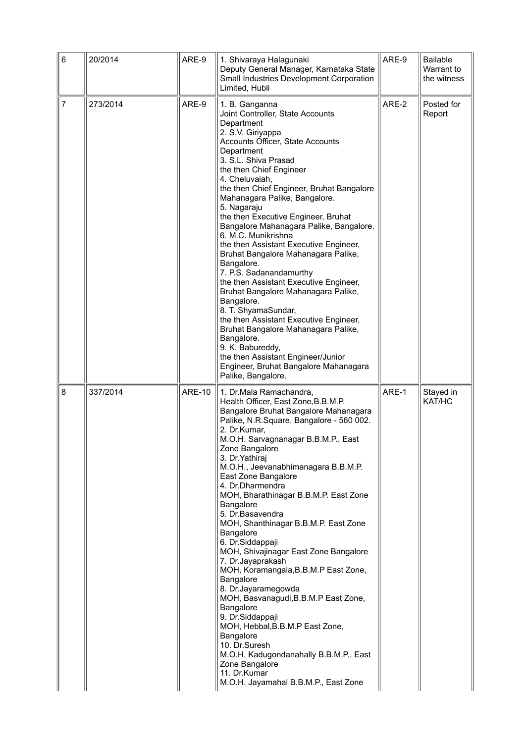| 6 | 20/2014 | ARE-9 | 1. Shivaraya Halagunaki<br>Deputy General Manager, Karnataka State Small Industries Development Corporation Limited, Hubli | ARE-9 | Bailable Warrant to the witness |
|---|---|---|---|---|---|
| 7 | 273/2014 | ARE-9 | 1. B. Ganganna<br>Joint Controller, State Accounts Department<br>2. S.V. Giriyappa<br>Accounts Officer, State Accounts Department<br>3. S.L. Shiva Prasad<br>the then Chief Engineer<br>4. Cheluvaiah,<br>the then Chief Engineer, Bruhat Bangalore Mahanagara Palike, Bangalore.<br>5. Nagaraju<br>the then Executive Engineer, Bruhat Bangalore Mahanagara Palike, Bangalore.<br>6. M.C. Munikrishna<br>the then Assistant Executive Engineer, Bruhat Bangalore Mahanagara Palike, Bangalore.<br>7. P.S. Sadanandamurthy<br>the then Assistant Executive Engineer, Bruhat Bangalore Mahanagara Palike, Bangalore.<br>8. T. ShyamaSundar,<br>the then Assistant Executive Engineer, Bruhat Bangalore Mahanagara Palike, Bangalore.<br>9. K. Babureddy,<br>the then Assistant Engineer/Junior Engineer, Bruhat Bangalore Mahanagara Palike, Bangalore. | ARE-2 | Posted for Report |
| 8 | 337/2014 | ARE-10 | 1. Dr.Mala Ramachandra,<br>Health Officer, East Zone,B.B.M.P. Bangalore Bruhat Bangalore Mahanagara Palike, N.R.Square, Bangalore - 560 002.<br>2. Dr.Kumar,<br>M.O.H. Sarvagnanagar B.B.M.P., East Zone Bangalore<br>3. Dr.Yathiraj<br>M.O.H., Jeevanabhimanagara B.B.M.P. East Zone Bangalore<br>4. Dr.Dharmendra<br>MOH, Bharathinagar B.B.M.P. East Zone Bangalore<br>5. Dr.Basavendra<br>MOH, Shanthinagar B.B.M.P. East Zone Bangalore<br>6. Dr.Siddappaji<br>MOH, Shivajinagar East Zone Bangalore<br>7. Dr.Jayaprakash<br>MOH, Koramangala,B.B.M.P East Zone, Bangalore<br>8. Dr.Jayaramegowda<br>MOH, Basvanagudi,B.B.M.P East Zone, Bangalore<br>9. Dr.Siddappaji<br>MOH, Hebbal,B.B.M.P East Zone, Bangalore<br>10. Dr.Suresh<br>M.O.H. Kadugondanahally B.B.M.P., East Zone Bangalore<br>11. Dr.Kumar<br>M.O.H. Jayamahal B.B.M.P., East Zone | ARE-1 | Stayed in KAT/HC |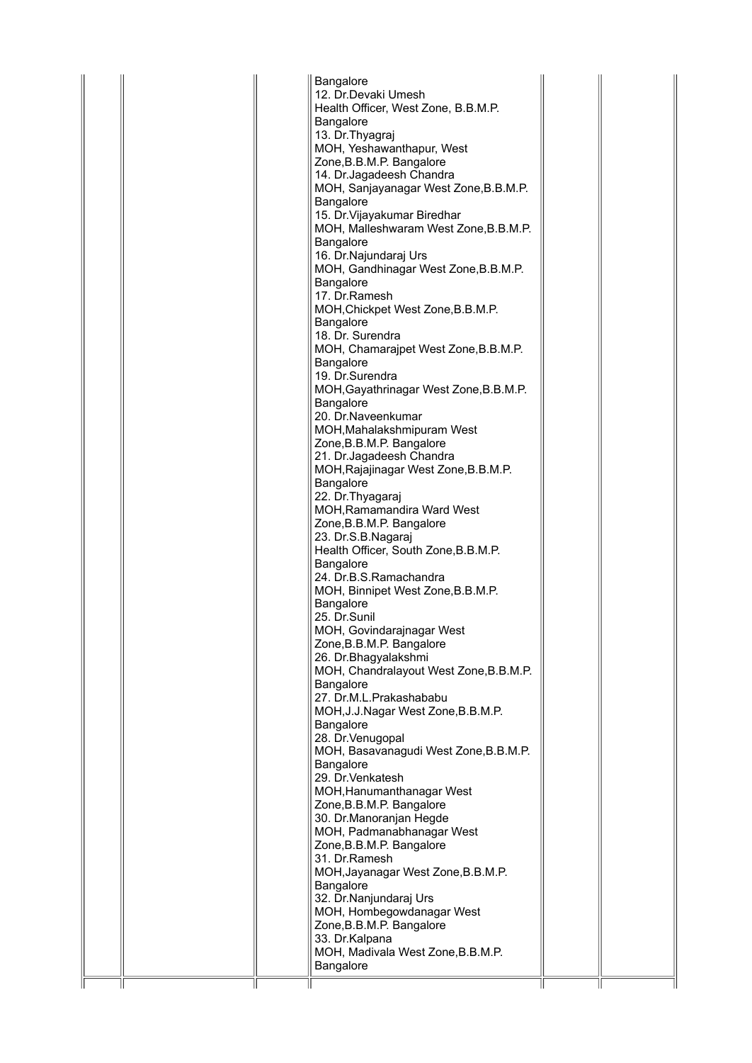| | | | | | |
|---|---|---|---|---|---|
| | | | Bangalore<br>12. Dr.Devaki Umesh<br>Health Officer, West Zone, B.B.M.P. Bangalore<br>13. Dr.Thyagraj<br>MOH, Yeshawanthapur, West Zone,B.B.M.P. Bangalore<br>14. Dr.Jagadeesh Chandra<br>MOH, Sanjayanagar West Zone,B.B.M.P. Bangalore<br>15. Dr.Vijayakumar Biredhar<br>MOH, Malleshwaram West Zone,B.B.M.P. Bangalore<br>16. Dr.Najundaraj Urs<br>MOH, Gandhinagar West Zone,B.B.M.P. Bangalore<br>17. Dr.Ramesh<br>MOH,Chickpet West Zone,B.B.M.P. Bangalore<br>18. Dr. Surendra<br>MOH, Chamarajpet West Zone,B.B.M.P. Bangalore<br>19. Dr.Surendra<br>MOH,Gayathrinagar West Zone,B.B.M.P. Bangalore<br>20. Dr.Naveenkumar<br>MOH,Mahalakshmipuram West Zone,B.B.M.P. Bangalore<br>21. Dr.Jagadeesh Chandra<br>MOH,Rajajinagar West Zone,B.B.M.P. Bangalore<br>22. Dr.Thyagaraj<br>MOH,Ramamandira Ward West Zone,B.B.M.P. Bangalore<br>23. Dr.S.B.Nagaraj<br>Health Officer, South Zone,B.B.M.P. Bangalore<br>24. Dr.B.S.Ramachandra<br>MOH, Binnipet West Zone,B.B.M.P. Bangalore<br>25. Dr.Sunil<br>MOH, Govindarajnagar West Zone,B.B.M.P. Bangalore<br>26. Dr.Bhagyalakshmi<br>MOH, Chandralayout West Zone,B.B.M.P. Bangalore<br>27. Dr.M.L.Prakashababu<br>MOH,J.J.Nagar West Zone,B.B.M.P. Bangalore<br>28. Dr.Venugopal<br>MOH, Basavanagudi West Zone,B.B.M.P. Bangalore<br>29. Dr.Venkatesh<br>MOH,Hanumanthanagar West Zone,B.B.M.P. Bangalore<br>30. Dr.Manoranjan Hegde<br>MOH, Padmanabhanagar West Zone,B.B.M.P. Bangalore<br>31. Dr.Ramesh<br>MOH,Jayanagar West Zone,B.B.M.P. Bangalore<br>32. Dr.Nanjundaraj Urs<br>MOH, Hombegowdanagar West Zone,B.B.M.P. Bangalore<br>33. Dr.Kalpana<br>MOH, Madivala West Zone,B.B.M.P. Bangalore | | |
| | | | | | |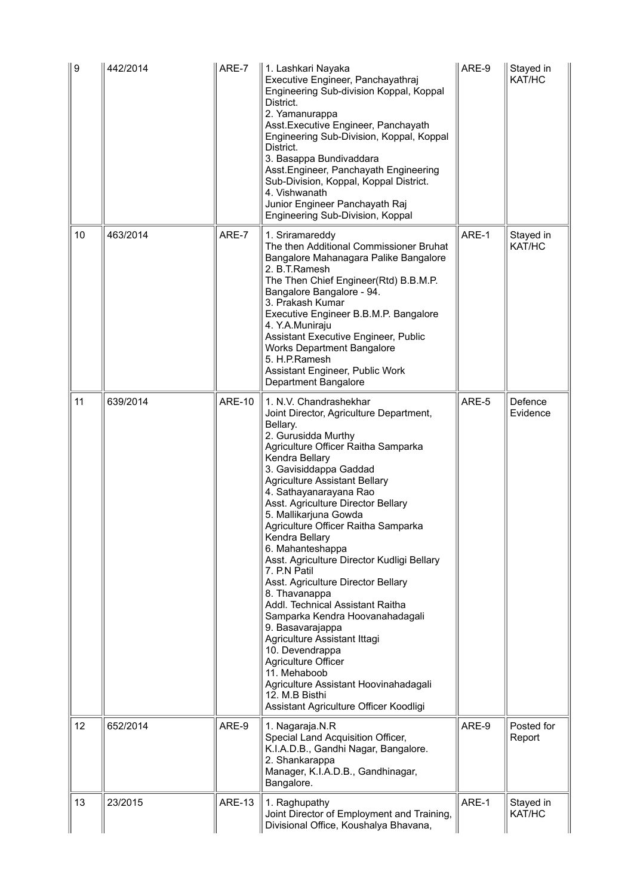| 9 | 442/2014 | ARE-7 | 1. Lashkari Nayaka<br>Executive Engineer, Panchayathraj Engineering Sub-division Koppal, Koppal District.<br>2. Yamanurappa<br>Asst.Executive Engineer, Panchayath Engineering Sub-Division, Koppal, Koppal District.<br>3. Basappa Bundivaddara<br>Asst.Engineer, Panchayath Engineering Sub-Division, Koppal, Koppal District.<br>4. Vishwanath<br>Junior Engineer Panchayath Raj Engineering Sub-Division, Koppal | ARE-9 | Stayed in KAT/HC |
|---|---|---|---|---|---|
| 10 | 463/2014 | ARE-7 | 1. Sriramareddy<br>The then Additional Commissioner Bruhat Bangalore Mahanagara Palike Bangalore<br>2. B.T.Ramesh<br>The Then Chief Engineer(Rtd) B.B.M.P. Bangalore Bangalore - 94.<br>3. Prakash Kumar<br>Executive Engineer B.B.M.P. Bangalore<br>4. Y.A.Muniraju<br>Assistant Executive Engineer, Public Works Department Bangalore<br>5. H.P.Ramesh<br>Assistant Engineer, Public Work Department Bangalore | ARE-1 | Stayed in KAT/HC |
| 11 | 639/2014 | ARE-10 | 1. N.V. Chandrashekhar<br>Joint Director, Agriculture Department, Bellary.<br>2. Gurusidda Murthy<br>Agriculture Officer Raitha Samparka Kendra Bellary<br>3. Gavisiddappa Gaddad<br>Agriculture Assistant Bellary<br>4. Sathayanarayana Rao<br>Asst. Agriculture Director Bellary<br>5. Mallikarjuna Gowda<br>Agriculture Officer Raitha Samparka Kendra Bellary<br>6. Mahanteshappa<br>Asst. Agriculture Director Kudligi Bellary<br>7. P.N Patil<br>Asst. Agriculture Director Bellary<br>8. Thavanappa<br>Addl. Technical Assistant Raitha Samparka Kendra Hoovanahadagali<br>9. Basavarajappa<br>Agriculture Assistant Ittagi<br>10. Devendrappa<br>Agriculture Officer<br>11. Mehaboob<br>Agriculture Assistant Hoovinahadagali<br>12. M.B Bisthi<br>Assistant Agriculture Officer Koodligi | ARE-5 | Defence Evidence |
| 12 | 652/2014 | ARE-9 | 1. Nagaraja.N.R<br>Special Land Acquisition Officer, K.I.A.D.B., Gandhi Nagar, Bangalore.<br>2. Shankarappa<br>Manager, K.I.A.D.B., Gandhinagar, Bangalore. | ARE-9 | Posted for Report |
| 13 | 23/2015 | ARE-13 | 1. Raghupathy<br>Joint Director of Employment and Training, Divisional Office, Koushalya Bhavana, | ARE-1 | Stayed in KAT/HC |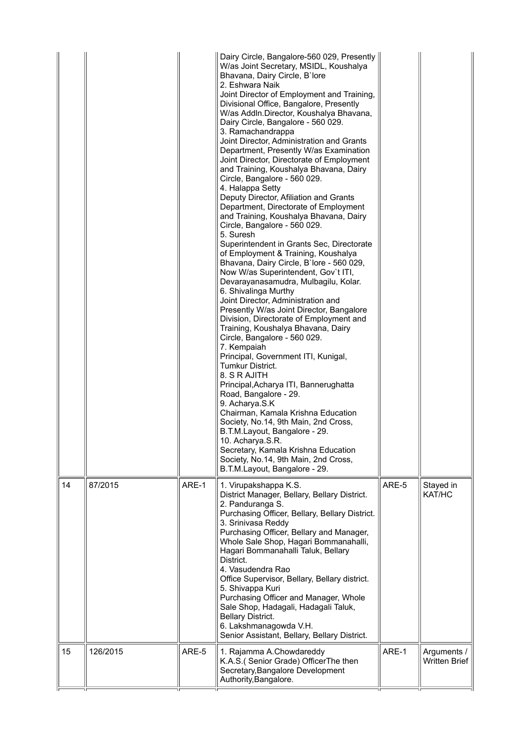| | | | | | |
|---|---|---|---|---|---|
| | | | Dairy Circle, Bangalore-560 029, Presently W/as Joint Secretary, MSIDL, Koushalya Bhavana, Dairy Circle, B`lore<br>2. Eshwara Naik<br>Joint Director of Employment and Training, Divisional Office, Bangalore, Presently W/as Addln.Director, Koushalya Bhavana, Dairy Circle, Bangalore - 560 029.<br>3. Ramachandrappa<br>Joint Director, Administration and Grants Department, Presently W/as Examination Joint Director, Directorate of Employment and Training, Koushalya Bhavana, Dairy Circle, Bangalore - 560 029.<br>4. Halappa Setty<br>Deputy Director, Afiliation and Grants Department, Directorate of Employment and Training, Koushalya Bhavana, Dairy Circle, Bangalore - 560 029.<br>5. Suresh<br>Superintendent in Grants Sec, Directorate of Employment & Training, Koushalya Bhavana, Dairy Circle, B`lore - 560 029, Now W/as Superintendent, Gov`t ITI, Devarayanasamudra, Mulbagilu, Kolar.<br>6. Shivalinga Murthy<br>Joint Director, Administration and Presently W/as Joint Director, Bangalore Division, Directorate of Employment and Training, Koushalya Bhavana, Dairy Circle, Bangalore - 560 029.<br>7. Kempaiah<br>Principal, Government ITI, Kunigal, Tumkur District.<br>8. S R AJITH<br>Principal,Acharya ITI, Bannerughatta Road, Bangalore - 29.<br>9. Acharya.S.K<br>Chairman, Kamala Krishna Education Society, No.14, 9th Main, 2nd Cross, B.T.M.Layout, Bangalore - 29.<br>10. Acharya.S.R.<br>Secretary, Kamala Krishna Education Society, No.14, 9th Main, 2nd Cross, B.T.M.Layout, Bangalore - 29. | | |
| 14 | 87/2015 | ARE-1 | 1. Virupakshappa K.S.<br>District Manager, Bellary, Bellary District.<br>2. Panduranga S.<br>Purchasing Officer, Bellary, Bellary District.<br>3. Srinivasa Reddy<br>Purchasing Officer, Bellary and Manager, Whole Sale Shop, Hagari Bommanahalli, Hagari Bommanahalli Taluk, Bellary District.<br>4. Vasudendra Rao<br>Office Supervisor, Bellary, Bellary district.<br>5. Shivappa Kuri<br>Purchasing Officer and Manager, Whole Sale Shop, Hadagali, Hadagali Taluk, Bellary District.<br>6. Lakshmanagowda V.H.<br>Senior Assistant, Bellary, Bellary District. | ARE-5 | Stayed in KAT/HC |
| 15 | 126/2015 | ARE-5 | 1. Rajamma A.Chowdareddy<br>K.A.S.( Senior Grade) OfficerThe then Secretary,Bangalore Development Authority,Bangalore. | ARE-1 | Arguments / Written Brief |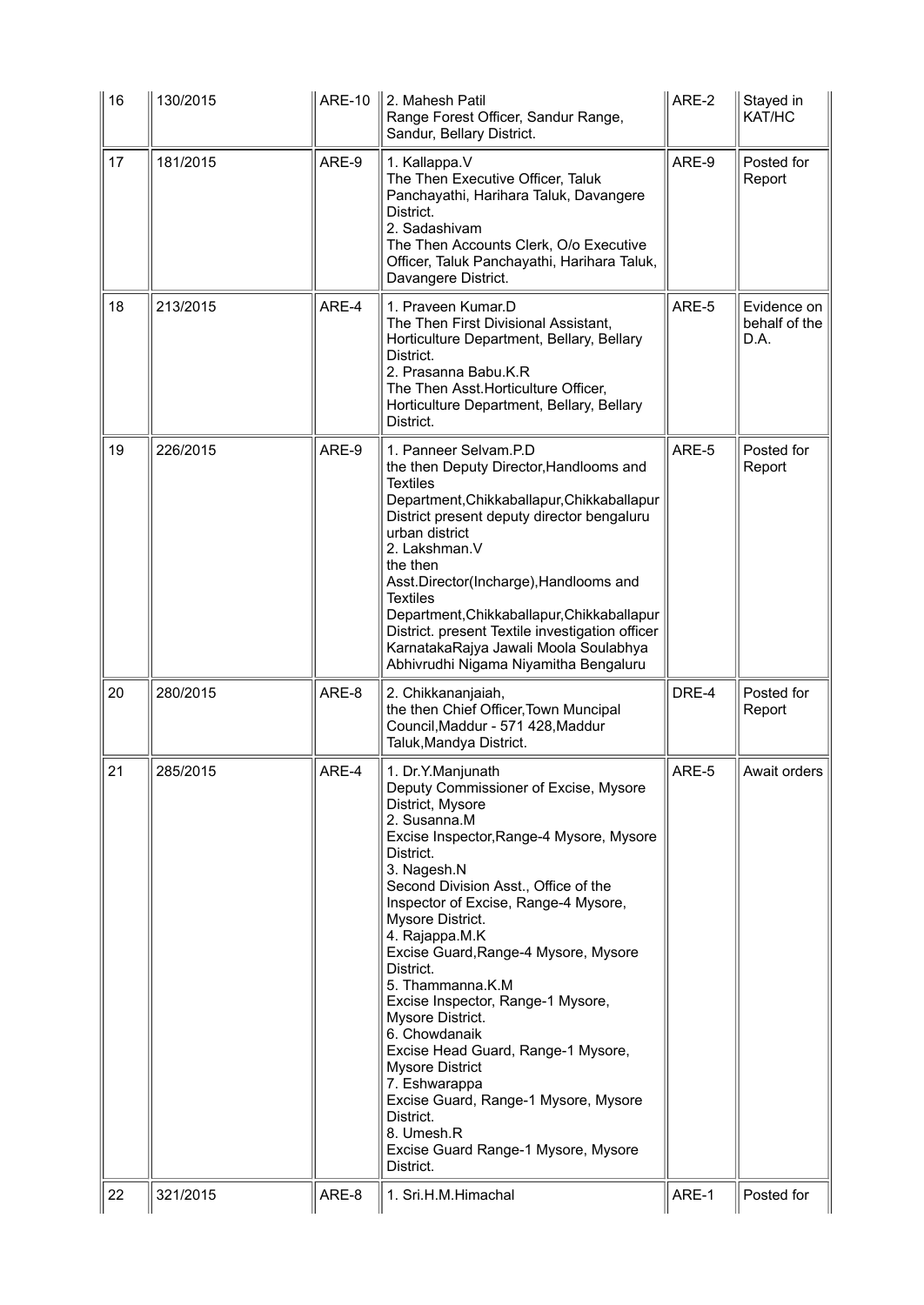| 16 | 130/2015 | ARE-10 | 2. Mahesh Patil<br>Range Forest Officer, Sandur Range, Sandur, Bellary District. | ARE-2 | Stayed in KAT/HC |
|---|---|---|---|---|---|
| 17 | 181/2015 | ARE-9 | 1. Kallappa.V<br>The Then Executive Officer, Taluk Panchayathi, Harihara Taluk, Davangere District.<br>2. Sadashivam<br>The Then Accounts Clerk, O/o Executive Officer, Taluk Panchayathi, Harihara Taluk, Davangere District. | ARE-9 | Posted for Report |
| 18 | 213/2015 | ARE-4 | 1. Praveen Kumar.D<br>The Then First Divisional Assistant, Horticulture Department, Bellary, Bellary District.<br>2. Prasanna Babu.K.R<br>The Then Asst.Horticulture Officer, Horticulture Department, Bellary, Bellary District. | ARE-5 | Evidence on behalf of the D.A. |
| 19 | 226/2015 | ARE-9 | 1. Panneer Selvam.P.D<br>the then Deputy Director,Handlooms and Textiles Department,Chikkaballapur,Chikkaballapur District present deputy director bengaluru urban district<br>2. Lakshman.V<br>the then Asst.Director(Incharge),Handlooms and Textiles Department,Chikkaballapur,Chikkaballapur District. present Textile investigation officer KarnatakaRajya Jawali Moola Soulabhya Abhivrudhi Nigama Niyamitha Bengaluru | ARE-5 | Posted for Report |
| 20 | 280/2015 | ARE-8 | 2. Chikkananjaiah,<br>the then Chief Officer,Town Muncipal Council,Maddur - 571 428,Maddur Taluk,Mandya District. | DRE-4 | Posted for Report |
| 21 | 285/2015 | ARE-4 | 1. Dr.Y.Manjunath<br>Deputy Commissioner of Excise, Mysore District, Mysore<br>2. Susanna.M<br>Excise Inspector,Range-4 Mysore, Mysore District.<br>3. Nagesh.N<br>Second Division Asst., Office of the Inspector of Excise, Range-4 Mysore, Mysore District.<br>4. Rajappa.M.K<br>Excise Guard,Range-4 Mysore, Mysore District.<br>5. Thammanna.K.M<br>Excise Inspector, Range-1 Mysore, Mysore District.<br>6. Chowdanaik<br>Excise Head Guard, Range-1 Mysore, Mysore District<br>7. Eshwarappa<br>Excise Guard, Range-1 Mysore, Mysore District.<br>8. Umesh.R<br>Excise Guard Range-1 Mysore, Mysore District. | ARE-5 | Await orders |
| 22 | 321/2015 | ARE-8 | 1. Sri.H.M.Himachal | ARE-1 | Posted for |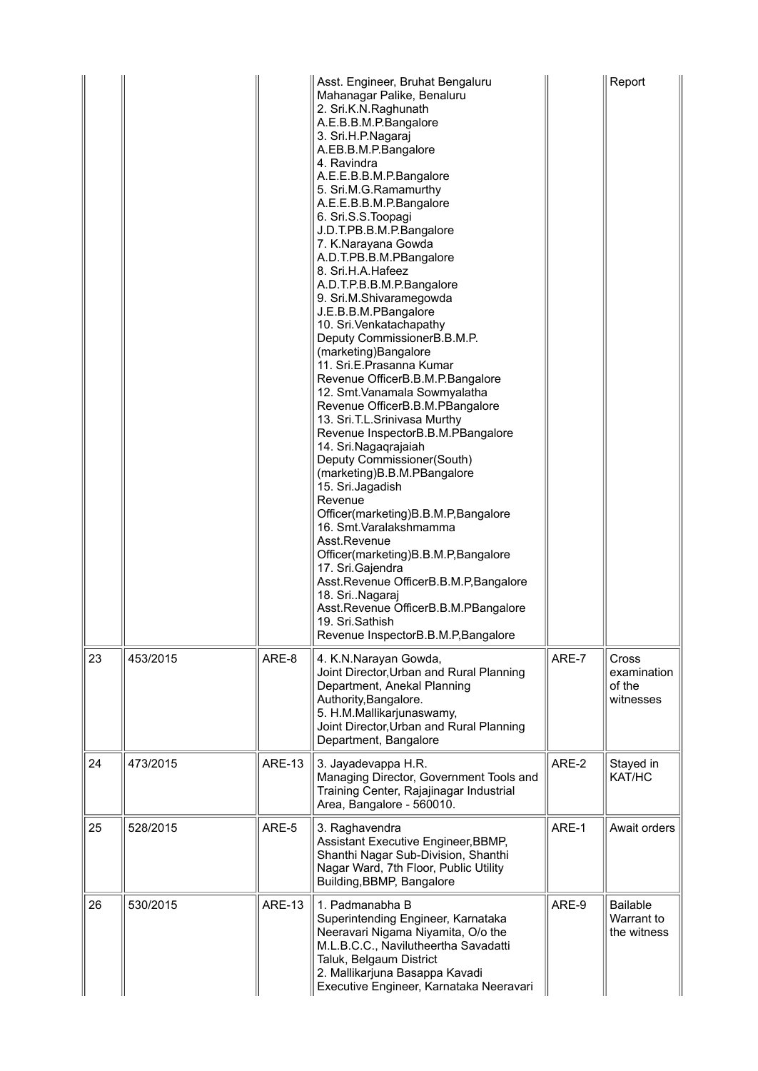| | | | | | |
|---|---|---|---|---|---|
| | | | Asst. Engineer, Bruhat Bengaluru Mahanagar Palike, Benaluru<br>2. Sri.K.N.Raghunath A.E.B.B.M.P.Bangalore<br>3. Sri.H.P.Nagaraj A.EB.B.M.P.Bangalore<br>4. Ravindra A.E.E.B.B.M.P.Bangalore<br>5. Sri.M.G.Ramamurthy A.E.E.B.B.M.P.Bangalore<br>6. Sri.S.S.Toopagi J.D.T.PB.B.M.P.Bangalore<br>7. K.Narayana Gowda A.D.T.PB.B.M.PBangalore<br>8. Sri.H.A.Hafeez A.D.T.P.B.B.M.P.Bangalore<br>9. Sri.M.Shivaramegowda J.E.B.B.M.PBangalore<br>10. Sri.Venkatachapathy Deputy CommissionerB.B.M.P.(marketing)Bangalore<br>11. Sri.E.Prasanna Kumar Revenue OfficerB.B.M.P.Bangalore<br>12. Smt.Vanamala Sowmyalatha Revenue OfficerB.B.M.PBangalore<br>13. Sri.T.L.Srinivasa Murthy Revenue InspectorB.B.M.PBangalore<br>14. Sri.Nagaqrajaiah Deputy Commissioner(South)(marketing)B.B.M.PBangalore<br>15. Sri.Jagadish Revenue Officer(marketing)B.B.M.P,Bangalore<br>16. Smt.Varalakshmamma Asst.Revenue Officer(marketing)B.B.M.P,Bangalore<br>17. Sri.Gajendra Asst.Revenue OfficerB.B.M.P,Bangalore<br>18. Sri..Nagaraj Asst.Revenue OfficerB.B.M.PBangalore<br>19. Sri.Sathish Revenue InspectorB.B.M.P,Bangalore | | Report |
| 23 | 453/2015 | ARE-8 | 4. K.N.Narayan Gowda, Joint Director,Urban and Rural Planning Department, Anekal Planning Authority,Bangalore.<br>5. H.M.Mallikarjunaswamy, Joint Director,Urban and Rural Planning Department, Bangalore | ARE-7 | Cross examination of the witnesses |
| 24 | 473/2015 | ARE-13 | 3. Jayadevappa H.R. Managing Director, Government Tools and Training Center, Rajajinagar Industrial Area, Bangalore - 560010. | ARE-2 | Stayed in KAT/HC |
| 25 | 528/2015 | ARE-5 | 3. Raghavendra Assistant Executive Engineer,BBMP, Shanthi Nagar Sub-Division, Shanthi Nagar Ward, 7th Floor, Public Utility Building,BBMP, Bangalore | ARE-1 | Await orders |
| 26 | 530/2015 | ARE-13 | 1. Padmanabha B Superintending Engineer, Karnataka Neeravari Nigama Niyamita, O/o the M.L.B.C.C., Navilutheertha Savadatti Taluk, Belgaum District<br>2. Mallikarjuna Basappa Kavadi Executive Engineer, Karnataka Neeravari | ARE-9 | Bailable Warrant to the witness |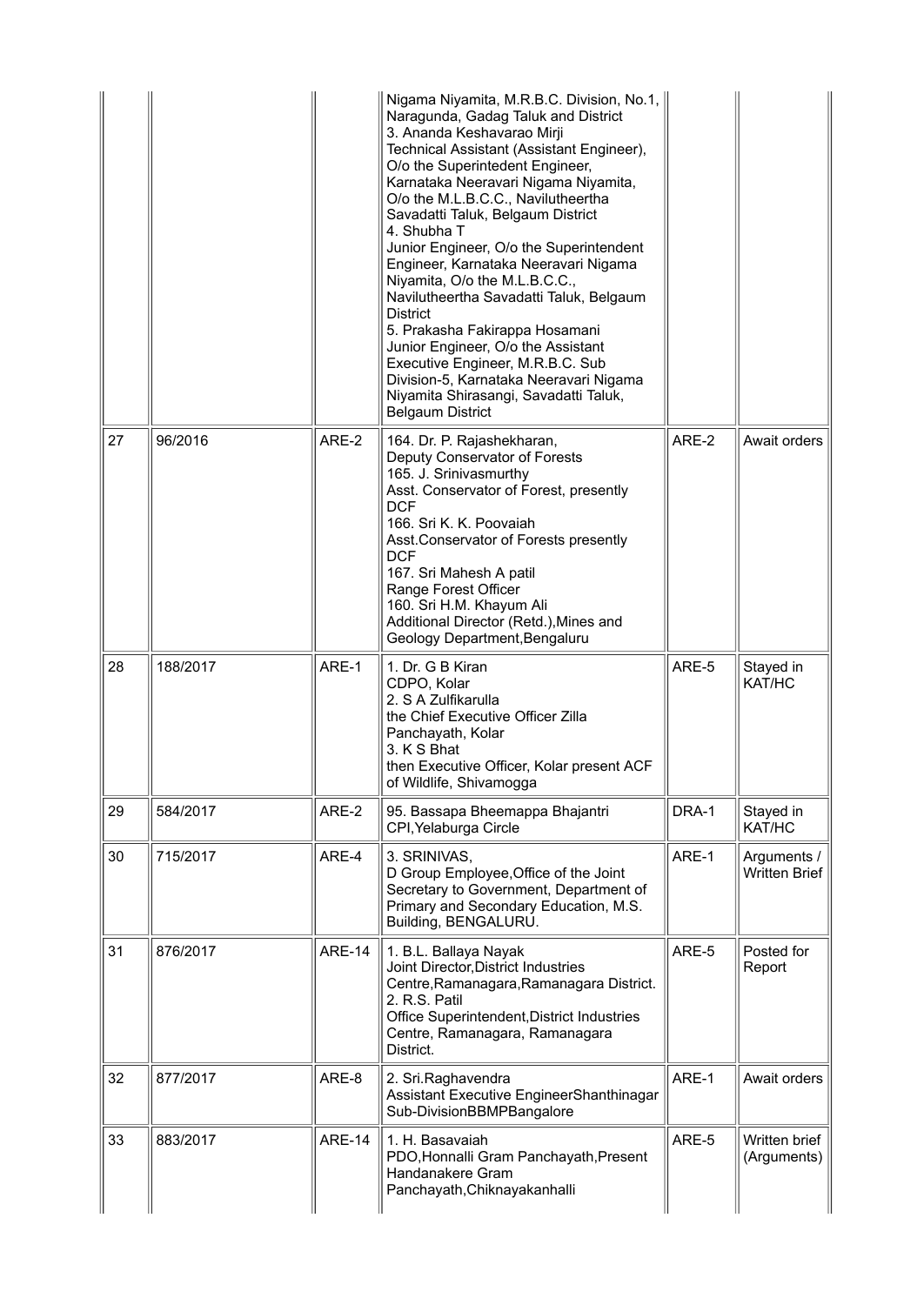| | | | | | |
|---|---|---|---|---|---|
| | | | Nigama Niyamita, M.R.B.C. Division, No.1, Naragunda, Gadag Taluk and District<br>3. Ananda Keshavarao Mirji<br>Technical Assistant (Assistant Engineer), O/o the Superintedent Engineer, Karnataka Neeravari Nigama Niyamita, O/o the M.L.B.C.C., Navilutheertha Savadatti Taluk, Belgaum District<br>4. Shubha T<br>Junior Engineer, O/o the Superintendent Engineer, Karnataka Neeravari Nigama Niyamita, O/o the M.L.B.C.C., Navilutheertha Savadatti Taluk, Belgaum District<br>5. Prakasha Fakirappa Hosamani<br>Junior Engineer, O/o the Assistant Executive Engineer, M.R.B.C. Sub Division-5, Karnataka Neeravari Nigama Niyamita Shirasangi, Savadatti Taluk, Belgaum District | | |
| 27 | 96/2016 | ARE-2 | 164. Dr. P. Rajashekharan,<br>Deputy Conservator of Forests<br>165. J. Srinivasmurthy<br>Asst. Conservator of Forest, presently DCF<br>166. Sri K. K. Poovaiah<br>Asst.Conservator of Forests presently DCF<br>167. Sri Mahesh A patil<br>Range Forest Officer<br>160. Sri H.M. Khayum Ali<br>Additional Director (Retd.),Mines and Geology Department,Bengaluru | ARE-2 | Await orders |
| 28 | 188/2017 | ARE-1 | 1. Dr. G B Kiran<br>CDPO, Kolar<br>2. S A Zulfikarulla<br>the Chief Executive Officer Zilla Panchayath, Kolar<br>3. K S Bhat<br>then Executive Officer, Kolar present ACF of Wildlife, Shivamogga | ARE-5 | Stayed in KAT/HC |
| 29 | 584/2017 | ARE-2 | 95. Bassapa Bheemappa Bhajantri<br>CPI,Yelaburga Circle | DRA-1 | Stayed in KAT/HC |
| 30 | 715/2017 | ARE-4 | 3. SRINIVAS,<br>D Group Employee,Office of the Joint Secretary to Government, Department of Primary and Secondary Education, M.S. Building, BENGALURU. | ARE-1 | Arguments / Written Brief |
| 31 | 876/2017 | ARE-14 | 1. B.L. Ballaya Nayak<br>Joint Director,District Industries Centre,Ramanagara,Ramanagara District.<br>2. R.S. Patil<br>Office Superintendent,District Industries Centre, Ramanagara, Ramanagara District. | ARE-5 | Posted for Report |
| 32 | 877/2017 | ARE-8 | 2. Sri.Raghavendra<br>Assistant Executive EngineerShanthinagar Sub-DivisionBBMPBangalore | ARE-1 | Await orders |
| 33 | 883/2017 | ARE-14 | 1. H. Basavaiah<br>PDO,Honnalli Gram Panchayath,Present Handanakere Gram Panchayath,Chiknayakanhalli | ARE-5 | Written brief (Arguments) |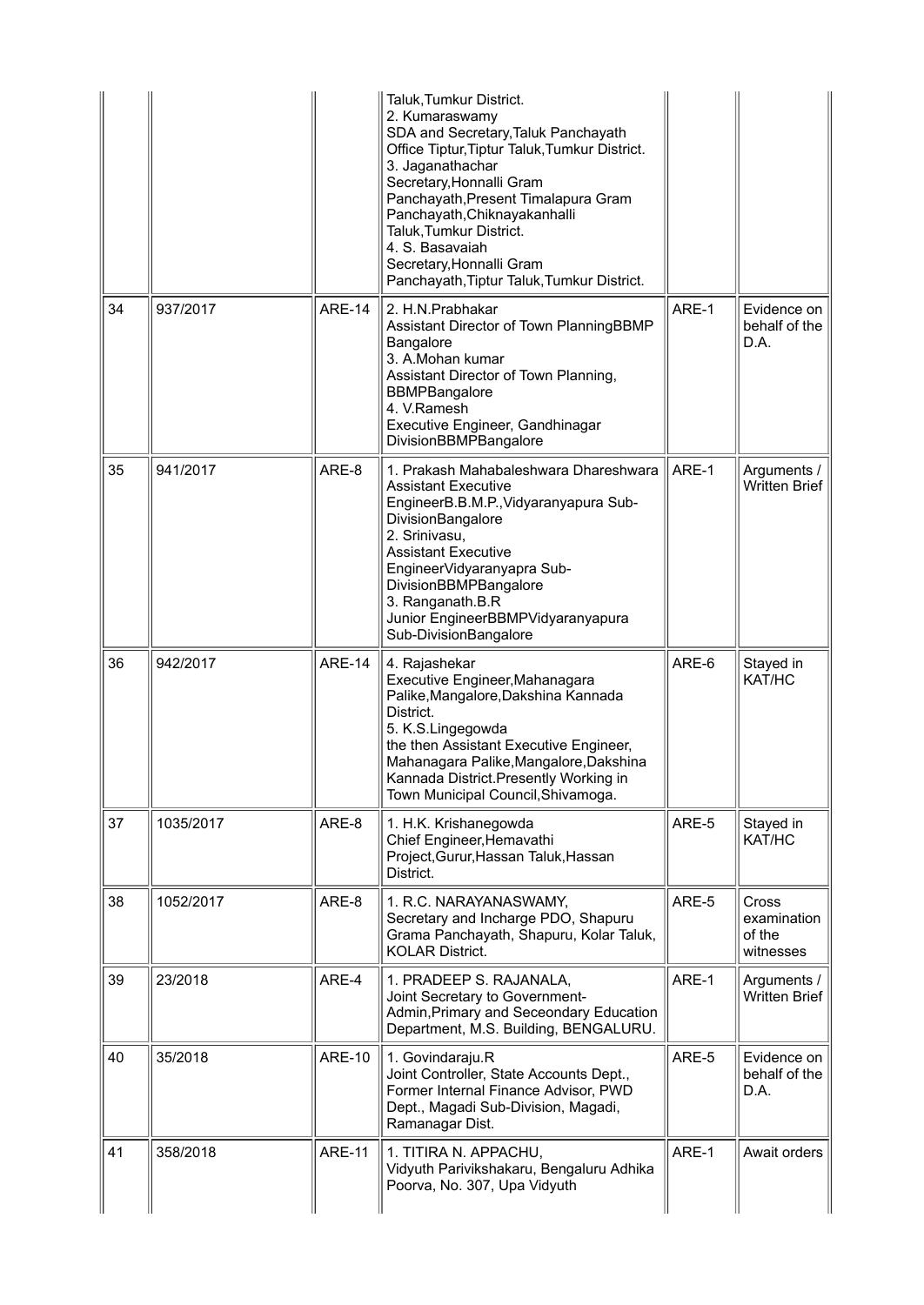| | | | | | |
|---|---|---|---|---|---|
| | | | Taluk,Tumkur District.<br>2. Kumaraswamy<br>SDA and Secretary,Taluk Panchayath Office Tiptur,Tiptur Taluk,Tumkur District.<br>3. Jaganathachar<br>Secretary,Honnalli Gram Panchayath,Present Timalapura Gram Panchayath,Chiknayakanhalli Taluk,Tumkur District.<br>4. S. Basavaiah<br>Secretary,Honnalli Gram Panchayath,Tiptur Taluk,Tumkur District. | | |
| 34 | 937/2017 | ARE-14 | 2. H.N.Prabhakar<br>Assistant Director of Town PlanningBBMP Bangalore<br>3. A.Mohan kumar<br>Assistant Director of Town Planning, BBMPBangalore<br>4. V.Ramesh<br>Executive Engineer, Gandhinagar DivisionBBMPBangalore | ARE-1 | Evidence on behalf of the D.A. |
| 35 | 941/2017 | ARE-8 | 1. Prakash Mahabaleshwara Dhareshwara<br>Assistant Executive EngineerB.B.M.P.,Vidyaranyapura Sub-DivisionBangalore<br>2. Srinivasu,<br>Assistant Executive EngineerVidyaranyapra Sub-DivisionBBMPBangalore<br>3. Ranganath.B.R<br>Junior EngineerBBMPVidyaranyapura Sub-DivisionBangalore | ARE-1 | Arguments / Written Brief |
| 36 | 942/2017 | ARE-14 | 4. Rajashekar<br>Executive Engineer,Mahanagara Palike,Mangalore,Dakshina Kannada District.<br>5. K.S.Lingegowda<br>the then Assistant Executive Engineer, Mahanagara Palike,Mangalore,Dakshina Kannada District.Presently Working in Town Municipal Council,Shivamoga. | ARE-6 | Stayed in KAT/HC |
| 37 | 1035/2017 | ARE-8 | 1. H.K. Krishanegowda<br>Chief Engineer,Hemavathi Project,Gurur,Hassan Taluk,Hassan District. | ARE-5 | Stayed in KAT/HC |
| 38 | 1052/2017 | ARE-8 | 1. R.C. NARAYANASWAMY,<br>Secretary and Incharge PDO, Shapuru Grama Panchayath, Shapuru, Kolar Taluk, KOLAR District. | ARE-5 | Cross examination of the witnesses |
| 39 | 23/2018 | ARE-4 | 1. PRADEEP S. RAJANALA,<br>Joint Secretary to Government-Admin,Primary and Seceondary Education Department, M.S. Building, BENGALURU. | ARE-1 | Arguments / Written Brief |
| 40 | 35/2018 | ARE-10 | 1. Govindaraju.R<br>Joint Controller, State Accounts Dept., Former Internal Finance Advisor, PWD Dept., Magadi Sub-Division, Magadi, Ramanagar Dist. | ARE-5 | Evidence on behalf of the D.A. |
| 41 | 358/2018 | ARE-11 | 1. TITIRA N. APPACHU,<br>Vidyuth Parivikshakaru, Bengaluru Adhika Poorva, No. 307, Upa Vidyuth | ARE-1 | Await orders |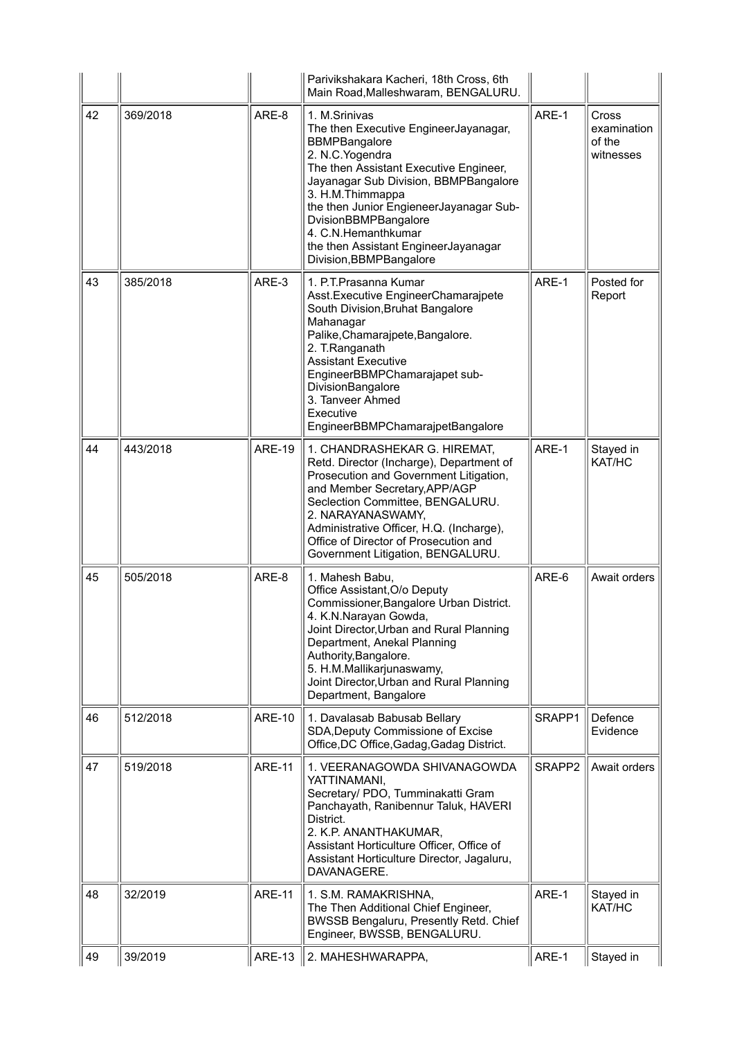| | | | Parivikshakara Kacheri, 18th Cross, 6th Main Road,Malleshwaram, BENGALURU. | | |
|---|---|---|---|---|---|
| 42 | 369/2018 | ARE-8 | 1. M.Srinivas<br>The then Executive EngineerJayanagar, BBMPBangalore<br>2. N.C.Yogendra<br>The then Assistant Executive Engineer, Jayanagar Sub Division, BBMPBangalore<br>3. H.M.Thimmappa<br>the then Junior EngieneerJayanagar Sub-DvisionBBMPBangalore<br>4. C.N.Hemanthkumar<br>the then Assistant EngineerJayanagar Division,BBMPBangalore | ARE-1 | Cross examination of the witnesses |
| 43 | 385/2018 | ARE-3 | 1. P.T.Prasanna Kumar<br>Asst.Executive EngineerChamarajpete South Division,Bruhat Bangalore Mahanagar Palike,Chamarajpete,Bangalore.<br>2. T.Ranganath<br>Assistant Executive EngineerBBMPChamarajapet sub-DivisionBangalore<br>3. Tanveer Ahmed<br>Executive EngineerBBMPChamarajpetBangalore | ARE-1 | Posted for Report |
| 44 | 443/2018 | ARE-19 | 1. CHANDRASHEKAR G. HIREMAT,<br>Retd. Director (Incharge), Department of Prosecution and Government Litigation, and Member Secretary,APP/AGP Seclection Committee, BENGALURU.<br>2. NARAYANASWAMY,<br>Administrative Officer, H.Q. (Incharge), Office of Director of Prosecution and Government Litigation, BENGALURU. | ARE-1 | Stayed in KAT/HC |
| 45 | 505/2018 | ARE-8 | 1. Mahesh Babu,<br>Office Assistant,O/o Deputy Commissioner,Bangalore Urban District.<br>4. K.N.Narayan Gowda,<br>Joint Director,Urban and Rural Planning Department, Anekal Planning Authority,Bangalore.<br>5. H.M.Mallikarjunaswamy,<br>Joint Director,Urban and Rural Planning Department, Bangalore | ARE-6 | Await orders |
| 46 | 512/2018 | ARE-10 | 1. Davalasab Babusab Bellary<br>SDA,Deputy Commissione of Excise Office,DC Office,Gadag,Gadag District. | SRAPP1 | Defence Evidence |
| 47 | 519/2018 | ARE-11 | 1. VEERANAGOWDA SHIVANAGOWDA YATTINAMANI,<br>Secretary/ PDO, Tumminakatti Gram Panchayath, Ranibennur Taluk, HAVERI District.<br>2. K.P. ANANTHAKUMAR,<br>Assistant Horticulture Officer, Office of Assistant Horticulture Director, Jagaluru, DAVANAGERE. | SRAPP2 | Await orders |
| 48 | 32/2019 | ARE-11 | 1. S.M. RAMAKRISHNA,<br>The Then Additional Chief Engineer, BWSSB Bengaluru, Presently Retd. Chief Engineer, BWSSB, BENGALURU. | ARE-1 | Stayed in KAT/HC |
| 49 | 39/2019 | ARE-13 | 2. MAHESHWARAPPA, | ARE-1 | Stayed in |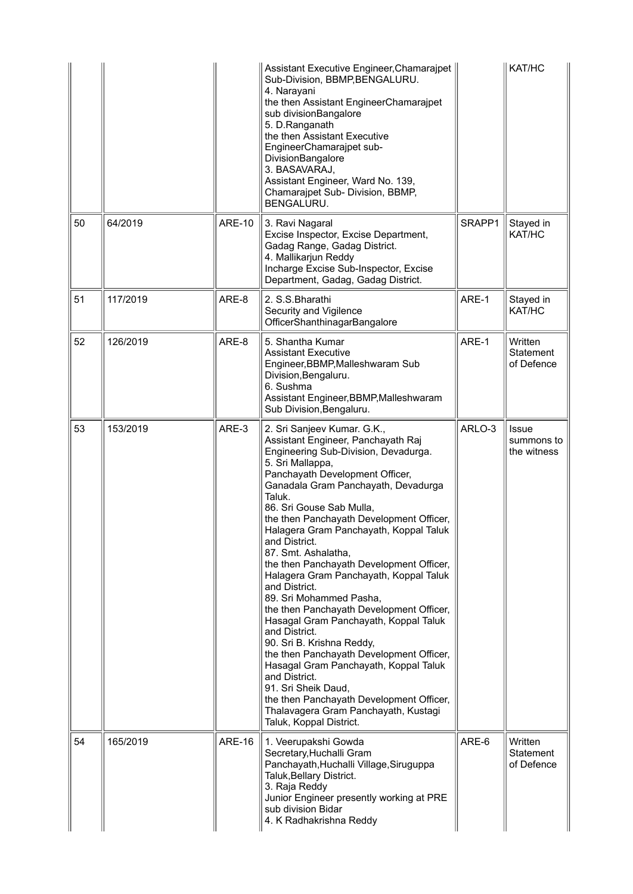| | | | | | |
|---|---|---|---|---|---|
| | | | Assistant Executive Engineer,Chamarajpet Sub-Division, BBMP,BENGALURU.<br>4. Narayani<br>the then Assistant EngineerChamarajpet sub divisionBangalore<br>5. D.Ranganath<br>the then Assistant Executive EngineerChamarajpet sub-DivisionBangalore<br>3. BASAVARAJ,<br>Assistant Engineer, Ward No. 139, Chamarajpet Sub- Division, BBMP, BENGALURU. | | KAT/HC |
| 50 | 64/2019 | ARE-10 | 3. Ravi Nagaral<br>Excise Inspector, Excise Department, Gadag Range, Gadag District.<br>4. Mallikarjun Reddy<br>Incharge Excise Sub-Inspector, Excise Department, Gadag, Gadag District. | SRAPP1 | Stayed in KAT/HC |
| 51 | 117/2019 | ARE-8 | 2. S.S.Bharathi<br>Security and Vigilence OfficerShanthinagarBangalore | ARE-1 | Stayed in KAT/HC |
| 52 | 126/2019 | ARE-8 | 5. Shantha Kumar<br>Assistant Executive Engineer,BBMP,Malleshwaram Sub Division,Bengaluru.<br>6. Sushma<br>Assistant Engineer,BBMP,Malleshwaram Sub Division,Bengaluru. | ARE-1 | Written Statement of Defence |
| 53 | 153/2019 | ARE-3 | 2. Sri Sanjeev Kumar. G.K.,<br>Assistant Engineer, Panchayath Raj Engineering Sub-Division, Devadurga.<br>5. Sri Mallappa,<br>Panchayath Development Officer, Ganadala Gram Panchayath, Devadurga Taluk.<br>86. Sri Gouse Sab Mulla,<br>the then Panchayath Development Officer, Halagera Gram Panchayath, Koppal Taluk and District.<br>87. Smt. Ashalatha,<br>the then Panchayath Development Officer, Halagera Gram Panchayath, Koppal Taluk and District.<br>89. Sri Mohammed Pasha,<br>the then Panchayath Development Officer, Hasagal Gram Panchayath, Koppal Taluk and District.<br>90. Sri B. Krishna Reddy,<br>the then Panchayath Development Officer, Hasagal Gram Panchayath, Koppal Taluk and District.<br>91. Sri Sheik Daud,<br>the then Panchayath Development Officer, Thalavagera Gram Panchayath, Kustagi Taluk, Koppal District. | ARLO-3 | Issue summons to the witness |
| 54 | 165/2019 | ARE-16 | 1. Veerupakshi Gowda<br>Secretary,Huchalli Gram Panchayath,Huchalli Village,Siruguppa Taluk,Bellary District.<br>3. Raja Reddy<br>Junior Engineer presently working at PRE sub division Bidar<br>4. K Radhakrishna Reddy | ARE-6 | Written Statement of Defence |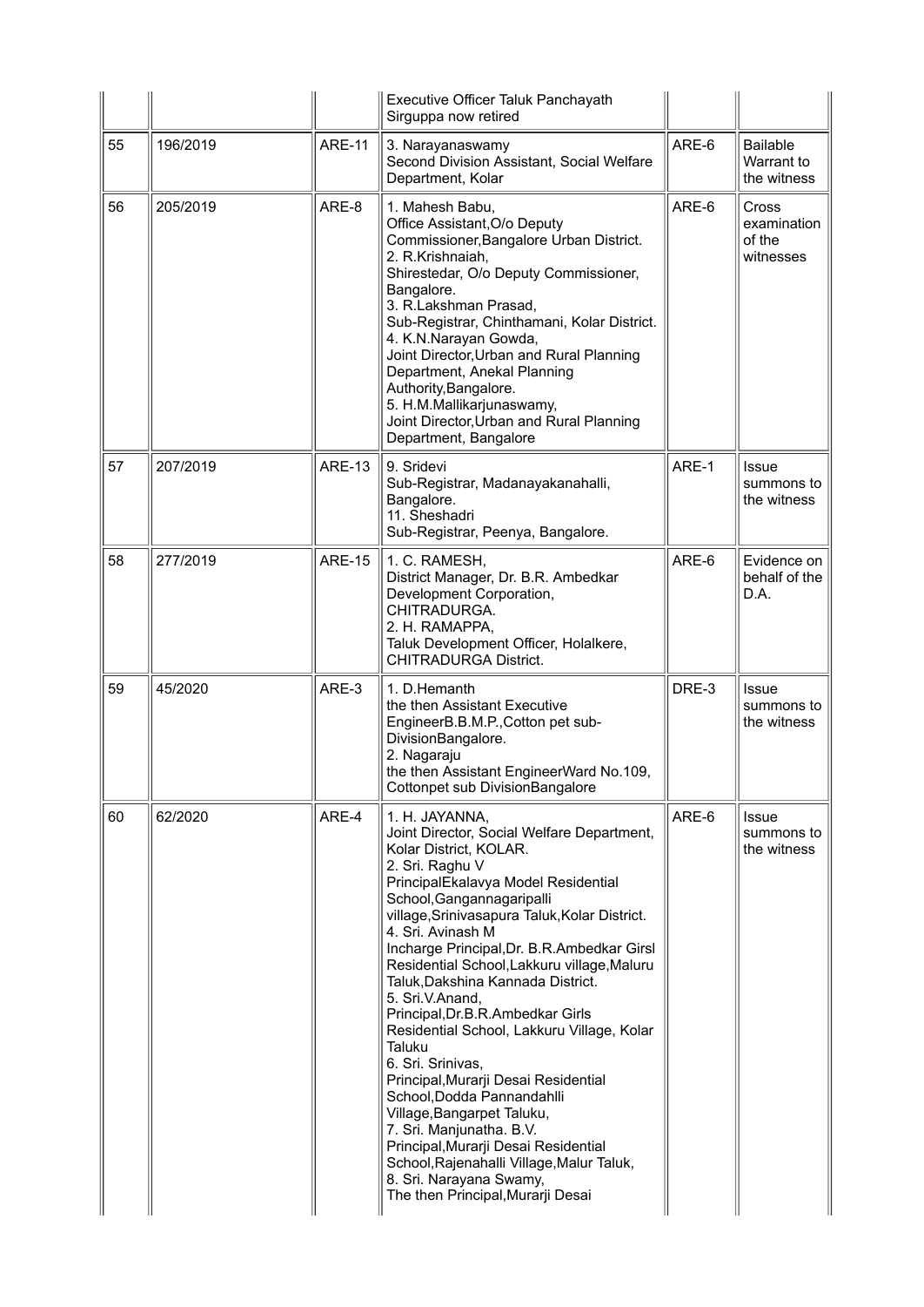|  |  |  | Executive Officer Taluk Panchayath Sirguppa now retired |  |  |
|---|---|---|---|---|---|
| 55 | 196/2019 | ARE-11 | 3. Narayanaswamy<br>Second Division Assistant, Social Welfare Department, Kolar | ARE-6 | Bailable Warrant to the witness |
| 56 | 205/2019 | ARE-8 | 1. Mahesh Babu,<br>Office Assistant,O/o Deputy Commissioner,Bangalore Urban District.<br>2. R.Krishnaiah,<br>Shirestedar, O/o Deputy Commissioner, Bangalore.<br>3. R.Lakshman Prasad,<br>Sub-Registrar, Chinthamani, Kolar District.<br>4. K.N.Narayan Gowda,<br>Joint Director,Urban and Rural Planning Department, Anekal Planning Authority,Bangalore.<br>5. H.M.Mallikarjunaswamy,<br>Joint Director,Urban and Rural Planning Department, Bangalore | ARE-6 | Cross examination of the witnesses |
| 57 | 207/2019 | ARE-13 | 9. Sridevi<br>Sub-Registrar, Madanayakanahalli, Bangalore.<br>11. Sheshadri<br>Sub-Registrar, Peenya, Bangalore. | ARE-1 | Issue summons to the witness |
| 58 | 277/2019 | ARE-15 | 1. C. RAMESH,<br>District Manager, Dr. B.R. Ambedkar Development Corporation, CHITRADURGA.<br>2. H. RAMAPPA,<br>Taluk Development Officer, Holalkere, CHITRADURGA District. | ARE-6 | Evidence on behalf of the D.A. |
| 59 | 45/2020 | ARE-3 | 1. D.Hemanth<br>the then Assistant Executive EngineerB.B.M.P.,Cotton pet sub-DivisionBangalore.<br>2. Nagaraju<br>the then Assistant EngineerWard No.109, Cottonpet sub DivisionBangalore | DRE-3 | Issue summons to the witness |
| 60 | 62/2020 | ARE-4 | 1. H. JAYANNA,<br>Joint Director, Social Welfare Department, Kolar District, KOLAR.<br>2. Sri. Raghu V<br>PrincipalEkalavya Model Residential School,Gangannagaripalli village,Srinivasapura Taluk,Kolar District.<br>4. Sri. Avinash M<br>Incharge Principal,Dr. B.R.Ambedkar Girsl Residential School,Lakkuru village,Maluru Taluk,Dakshina Kannada District.<br>5. Sri.V.Anand,<br>Principal,Dr.B.R.Ambedkar Girls Residential School, Lakkuru Village, Kolar Taluku<br>6. Sri. Srinivas,<br>Principal,Murarji Desai Residential School,Dodda Pannandahlli Village,Bangarpet Taluku,<br>7. Sri. Manjunatha. B.V.<br>Principal,Murarji Desai Residential School,Rajenahalli Village,Malur Taluk,<br>8. Sri. Narayana Swamy,<br>The then Principal,Murarji Desai | ARE-6 | Issue summons to the witness |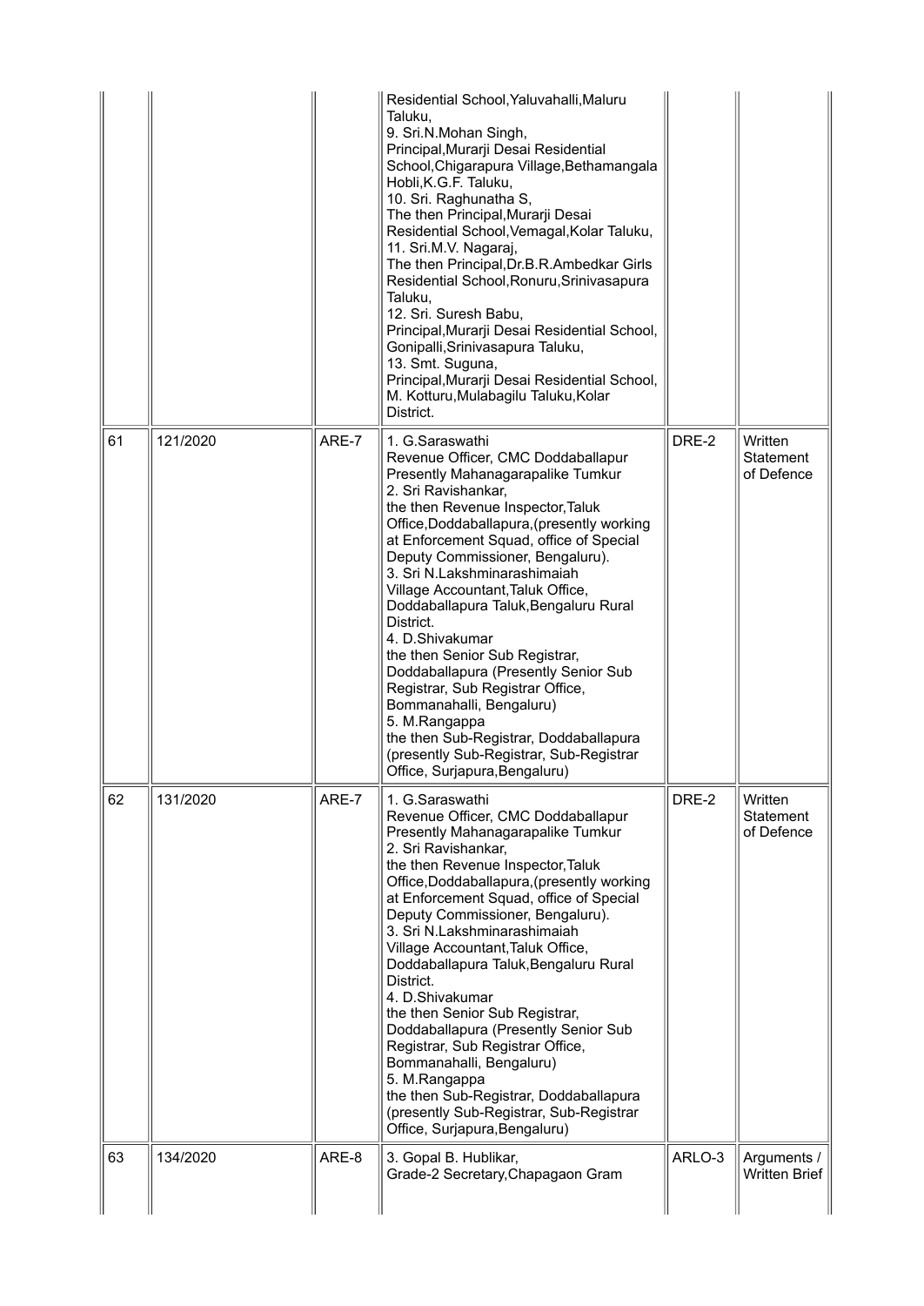| | | | | | |
|---|---|---|---|---|---|
| | | | Residential School,Yaluvahalli,Maluru Taluku,<br>9. Sri.N.Mohan Singh,<br>Principal,Murarji Desai Residential School,Chigarapura Village,Bethamangala Hobli,K.G.F. Taluku,<br>10. Sri. Raghunatha S,<br>The then Principal,Murarji Desai Residential School,Vemagal,Kolar Taluku,<br>11. Sri.M.V. Nagaraj,<br>The then Principal,Dr.B.R.Ambedkar Girls Residential School,Ronuru,Srinivasapura Taluku,<br>12. Sri. Suresh Babu,<br>Principal,Murarji Desai Residential School, Gonipalli,Srinivasapura Taluku,<br>13. Smt. Suguna,<br>Principal,Murarji Desai Residential School, M. Kotturu,Mulabagilu Taluku,Kolar District. | | |
| 61 | 121/2020 | ARE-7 | 1. G.Saraswathi<br>Revenue Officer, CMC Doddaballapur Presently Mahanagarapalike Tumkur<br>2. Sri Ravishankar,<br>the then Revenue Inspector,Taluk Office,Doddaballapura,(presently working at Enforcement Squad, office of Special Deputy Commissioner, Bengaluru).<br>3. Sri N.Lakshminarashimaiah<br>Village Accountant,Taluk Office, Doddaballapura Taluk,Bengaluru Rural District.<br>4. D.Shivakumar<br>the then Senior Sub Registrar, Doddaballapura (Presently Senior Sub Registrar, Sub Registrar Office, Bommanahalli, Bengaluru)<br>5. M.Rangappa<br>the then Sub-Registrar, Doddaballapura (presently Sub-Registrar, Sub-Registrar Office, Surjapura,Bengaluru) | DRE-2 | Written Statement of Defence |
| 62 | 131/2020 | ARE-7 | 1. G.Saraswathi<br>Revenue Officer, CMC Doddaballapur Presently Mahanagarapalike Tumkur<br>2. Sri Ravishankar,<br>the then Revenue Inspector,Taluk Office,Doddaballapura,(presently working at Enforcement Squad, office of Special Deputy Commissioner, Bengaluru).<br>3. Sri N.Lakshminarashimaiah<br>Village Accountant,Taluk Office, Doddaballapura Taluk,Bengaluru Rural District.<br>4. D.Shivakumar<br>the then Senior Sub Registrar, Doddaballapura (Presently Senior Sub Registrar, Sub Registrar Office, Bommanahalli, Bengaluru)<br>5. M.Rangappa<br>the then Sub-Registrar, Doddaballapura (presently Sub-Registrar, Sub-Registrar Office, Surjapura,Bengaluru) | DRE-2 | Written Statement of Defence |
| 63 | 134/2020 | ARE-8 | 3. Gopal B. Hublikar,<br>Grade-2 Secretary,Chapagaon Gram | ARLO-3 | Arguments / Written Brief |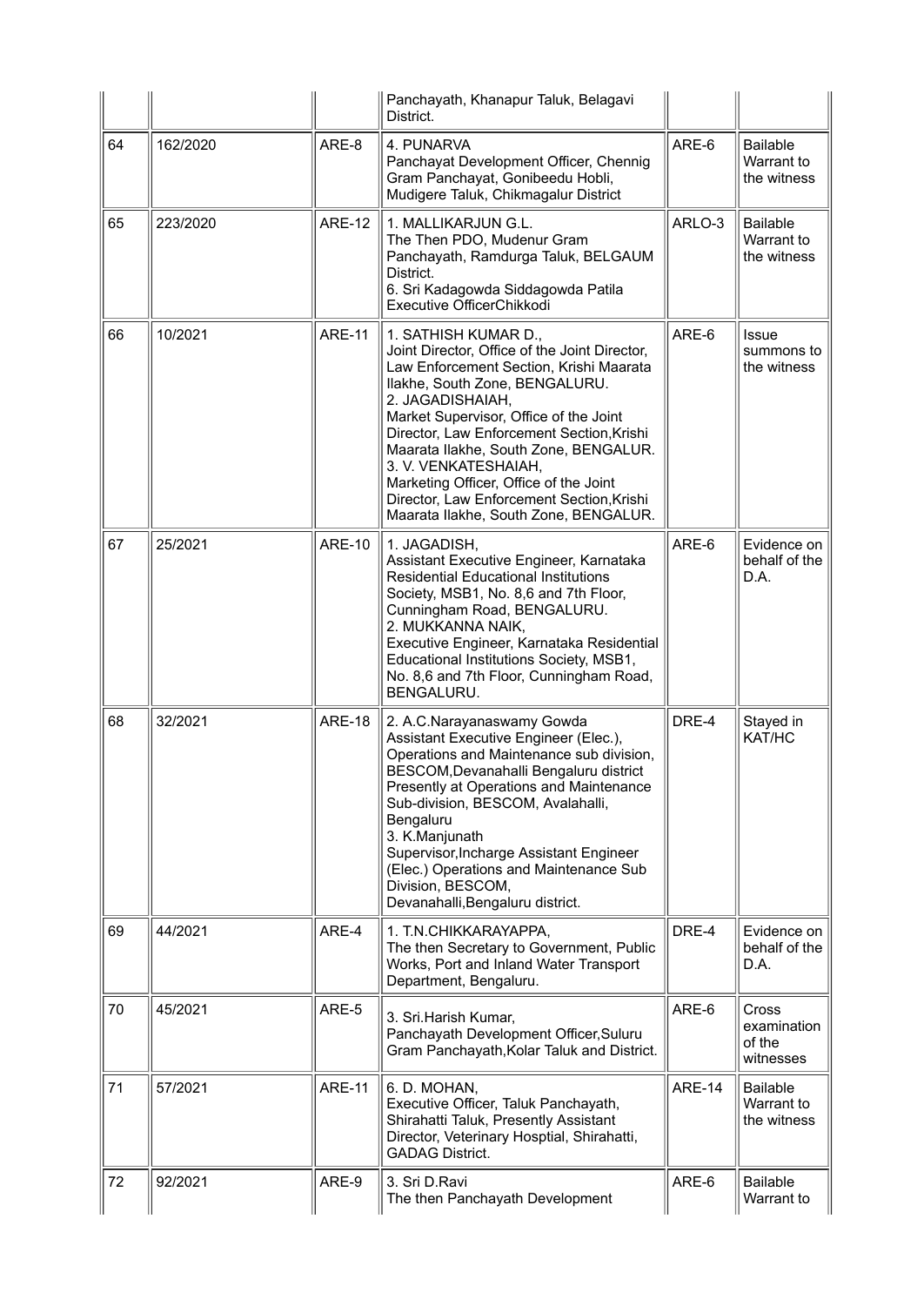|  |  |  | Panchayath, Khanapur Taluk, Belagavi District. |  |  |
|---|---|---|---|---|---|
| 64 | 162/2020 | ARE-8 | 4. PUNARVA<br>Panchayat Development Officer, Chennig Gram Panchayat, Gonibeedu Hobli, Mudigere Taluk, Chikmagalur District | ARE-6 | Bailable Warrant to the witness |
| 65 | 223/2020 | ARE-12 | 1. MALLIKARJUN G.L.<br>The Then PDO, Mudenur Gram Panchayat, Ramdurga Taluk, BELGAUM District.<br>6. Sri Kadagowda Siddagowda Patila Executive OfficerChikkodi | ARLO-3 | Bailable Warrant to the witness |
| 66 | 10/2021 | ARE-11 | 1. SATHISH KUMAR D.,<br>Joint Director, Office of the Joint Director, Law Enforcement Section, Krishi Maarata Ilakhe, South Zone, BENGALURU.<br>2. JAGADISHAIAH,<br>Market Supervisor, Office of the Joint Director, Law Enforcement Section,Krishi Maarata Ilakhe, South Zone, BENGALUR.<br>3. V. VENKATESHAIAH,<br>Marketing Officer, Office of the Joint Director, Law Enforcement Section,Krishi Maarata Ilakhe, South Zone, BENGALUR. | ARE-6 | Issue summons to the witness |
| 67 | 25/2021 | ARE-10 | 1. JAGADISH,<br>Assistant Executive Engineer, Karnataka Residential Educational Institutions Society, MSB1, No. 8,6 and 7th Floor, Cunningham Road, BENGALURU.<br>2. MUKKANNA NAIK,<br>Executive Engineer, Karnataka Residential Educational Institutions Society, MSB1, No. 8,6 and 7th Floor, Cunningham Road, BENGALURU. | ARE-6 | Evidence on behalf of the D.A. |
| 68 | 32/2021 | ARE-18 | 2. A.C.Narayanaswamy Gowda<br>Assistant Executive Engineer (Elec.), Operations and Maintenance sub division, BESCOM,Devanahalli Bengaluru district Presently at Operations and Maintenance Sub-division, BESCOM, Avalahalli, Bengaluru<br>3. K.Manjunath<br>Supervisor,Incharge Assistant Engineer (Elec.) Operations and Maintenance Sub Division, BESCOM, Devanahalli,Bengaluru district. | DRE-4 | Stayed in KAT/HC |
| 69 | 44/2021 | ARE-4 | 1. T.N.CHIKKARAYAPPA,<br>The then Secretary to Government, Public Works, Port and Inland Water Transport Department, Bengaluru. | DRE-4 | Evidence on behalf of the D.A. |
| 70 | 45/2021 | ARE-5 | 3. Sri.Harish Kumar,<br>Panchayath Development Officer,Suluru Gram Panchayath,Kolar Taluk and District. | ARE-6 | Cross examination of the witnesses |
| 71 | 57/2021 | ARE-11 | 6. D. MOHAN,<br>Executive Officer, Taluk Panchayath, Shirahatti Taluk, Presently Assistant Director, Veterinary Hosptial, Shirahatti, GADAG District. | ARE-14 | Bailable Warrant to the witness |
| 72 | 92/2021 | ARE-9 | 3. Sri D.Ravi<br>The then Panchayath Development | ARE-6 | Bailable Warrant to |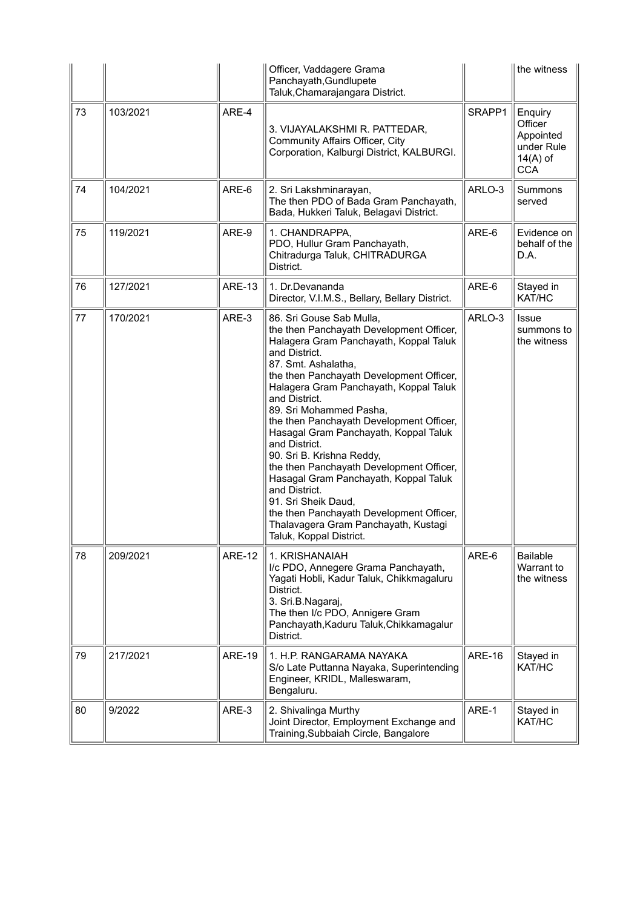| | | | | | |
|---|---|---|---|---|---|
| | | | Officer, Vaddagere Grama Panchayath,Gundlupete Taluk,Chamarajangara District. | | the witness |
| 73 | 103/2021 | ARE-4 | 3. VIJAYALAKSHMI R. PATTEDAR, Community Affairs Officer, City Corporation, Kalburgi District, KALBURGI. | SRAPP1 | Enquiry Officer Appointed under Rule 14(A) of CCA |
| 74 | 104/2021 | ARE-6 | 2. Sri Lakshminarayan, The then PDO of Bada Gram Panchayath, Bada, Hukkeri Taluk, Belagavi District. | ARLO-3 | Summons served |
| 75 | 119/2021 | ARE-9 | 1. CHANDRAPPA, PDO, Hullur Gram Panchayath, Chitradurga Taluk, CHITRADURGA District. | ARE-6 | Evidence on behalf of the D.A. |
| 76 | 127/2021 | ARE-13 | 1. Dr.Devananda Director, V.I.M.S., Bellary, Bellary District. | ARE-6 | Stayed in KAT/HC |
| 77 | 170/2021 | ARE-3 | 86. Sri Gouse Sab Mulla, the then Panchayath Development Officer, Halagera Gram Panchayath, Koppal Taluk and District. 87. Smt. Ashalatha, the then Panchayath Development Officer, Halagera Gram Panchayath, Koppal Taluk and District. 89. Sri Mohammed Pasha, the then Panchayath Development Officer, Hasagal Gram Panchayath, Koppal Taluk and District. 90. Sri B. Krishna Reddy, the then Panchayath Development Officer, Hasagal Gram Panchayath, Koppal Taluk and District. 91. Sri Sheik Daud, the then Panchayath Development Officer, Thalavagera Gram Panchayath, Kustagi Taluk, Koppal District. | ARLO-3 | Issue summons to the witness |
| 78 | 209/2021 | ARE-12 | 1. KRISHANAIAH I/c PDO, Annegere Grama Panchayath, Yagati Hobli, Kadur Taluk, Chikkmagaluru District. 3. Sri.B.Nagaraj, The then I/c PDO, Annigere Gram Panchayath,Kaduru Taluk,Chikkamagalur District. | ARE-6 | Bailable Warrant to the witness |
| 79 | 217/2021 | ARE-19 | 1. H.P. RANGARAMA NAYAKA S/o Late Puttanna Nayaka, Superintending Engineer, KRIDL, Malleswaram, Bengaluru. | ARE-16 | Stayed in KAT/HC |
| 80 | 9/2022 | ARE-3 | 2. Shivalinga Murthy Joint Director, Employment Exchange and Training,Subbaiah Circle, Bangalore | ARE-1 | Stayed in KAT/HC |